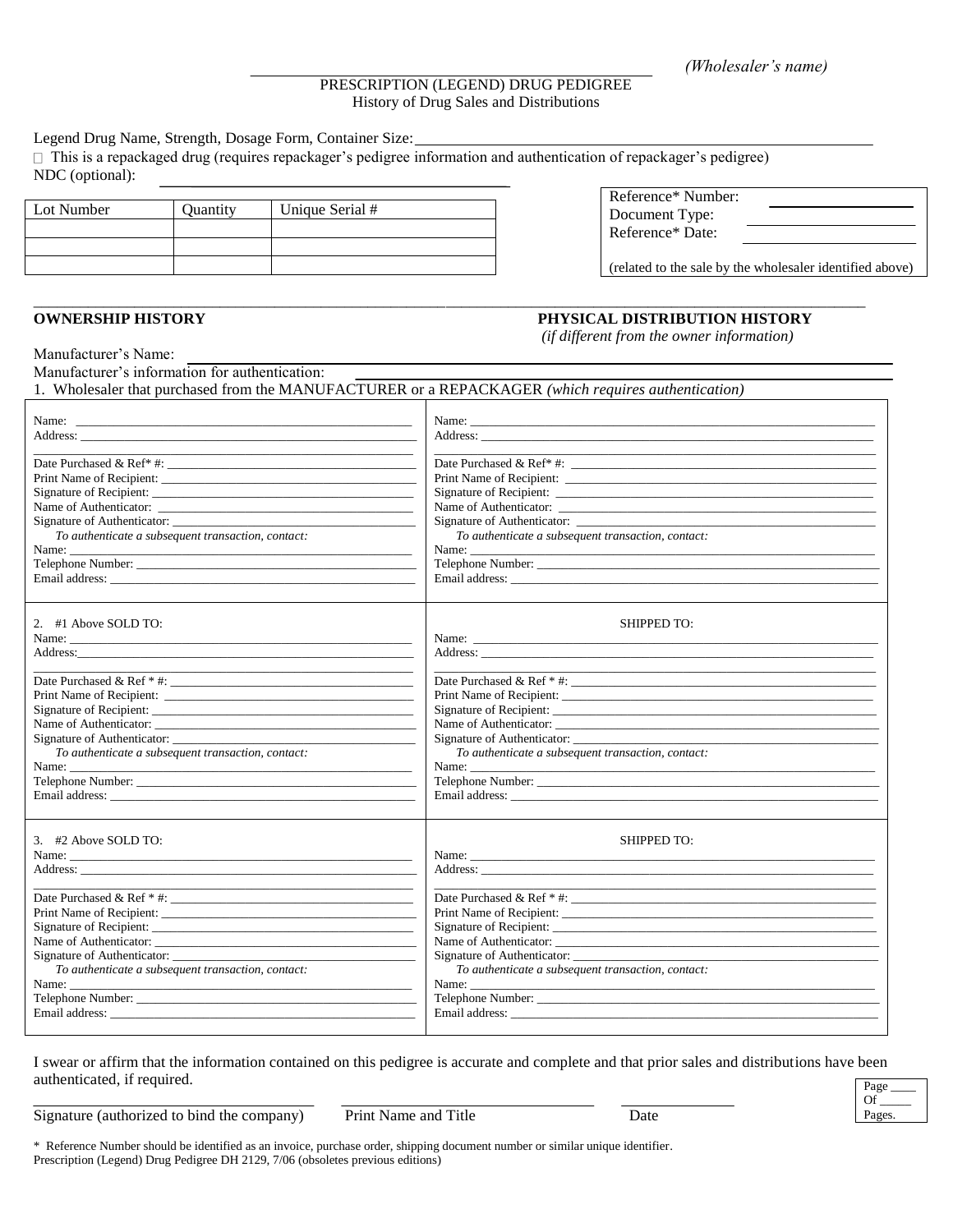_______________________________________ *(Wholesaler's name)*

PRESCRIPTION (LEGEND) DRUG PEDIGREE
History of Drug Sales and Distributions

Legend Drug Name, Strength, Dosage Form, Container Size: _______________________________________

□ This is a repackaged drug (requires repackager's pedigree information and authentication of repackager's pedigree)

NDC (optional): _______________________________________

| Lot Number | Quantity | Unique Serial # |
|---|---|---|
| | | |
| | | |
| | | |

Reference* Number: _______________
Document Type: _______________
Reference* Date: _______________

(related to the sale by the wholesaler identified above)

**OWNERSHIP HISTORY**

**PHYSICAL DISTRIBUTION HISTORY**
*(if different from the owner information)*

Manufacturer's Name: _______________________________________

Manufacturer's information for authentication: _______________________________________

1. Wholesaler that purchased from the MANUFACTURER or a REPACKAGER *(which requires authentication)*

| Ownership | Physical Distribution |
|---|---|
| Name: ___<br>Address: ___<br>___<br>Date Purchased & Ref* #: ___<br>Print Name of Recipient: ___<br>Signature of Recipient: ___<br>Name of Authenticator: ___<br>Signature of Authenticator: ___<br>*To authenticate a subsequent transaction, contact:*<br>Name: ___<br>Telephone Number: ___<br>Email address: ___ | Name: ___<br>Address: ___<br>___<br>Date Purchased & Ref* #: ___<br>Print Name of Recipient: ___<br>Signature of Recipient: ___<br>Name of Authenticator: ___<br>Signature of Authenticator: ___<br>*To authenticate a subsequent transaction, contact:*<br>Name: ___<br>Telephone Number: ___<br>Email address: ___ |
| 2. #1 Above SOLD TO:<br>Name: ___<br>Address: ___<br>___<br>Date Purchased & Ref * #: ___<br>Print Name of Recipient: ___<br>Signature of Recipient: ___<br>Name of Authenticator: ___<br>Signature of Authenticator: ___<br>*To authenticate a subsequent transaction, contact:*<br>Name: ___<br>Telephone Number: ___<br>Email address: ___ | SHIPPED TO:<br>Name: ___<br>Address: ___<br>___<br>Date Purchased & Ref * #: ___<br>Print Name of Recipient: ___<br>Signature of Recipient: ___<br>Name of Authenticator: ___<br>Signature of Authenticator: ___<br>*To authenticate a subsequent transaction, contact:*<br>Name: ___<br>Telephone Number: ___<br>Email address: ___ |
| 3. #2 Above SOLD TO:<br>Name: ___<br>Address: ___<br>___<br>Date Purchased & Ref * #: ___<br>Print Name of Recipient: ___<br>Signature of Recipient: ___<br>Name of Authenticator: ___<br>Signature of Authenticator: ___<br>*To authenticate a subsequent transaction, contact:*<br>Name: ___<br>Telephone Number: ___<br>Email address: ___ | SHIPPED TO:<br>Name: ___<br>Address: ___<br>___<br>Date Purchased & Ref * #: ___<br>Print Name of Recipient: ___<br>Signature of Recipient: ___<br>Name of Authenticator: ___<br>Signature of Authenticator: ___<br>*To authenticate a subsequent transaction, contact:*<br>Name: ___<br>Telephone Number: ___<br>Email address: ___ |

I swear or affirm that the information contained on this pedigree is accurate and complete and that prior sales and distributions have been authenticated, if required.

_______________________________ _______________________________ _______________
Signature (authorized to bind the company) Print Name and Title Date

Page ____ Of ____ Pages.

\* Reference Number should be identified as an invoice, purchase order, shipping document number or similar unique identifier.
Prescription (Legend) Drug Pedigree DH 2129, 7/06 (obsoletes previous editions)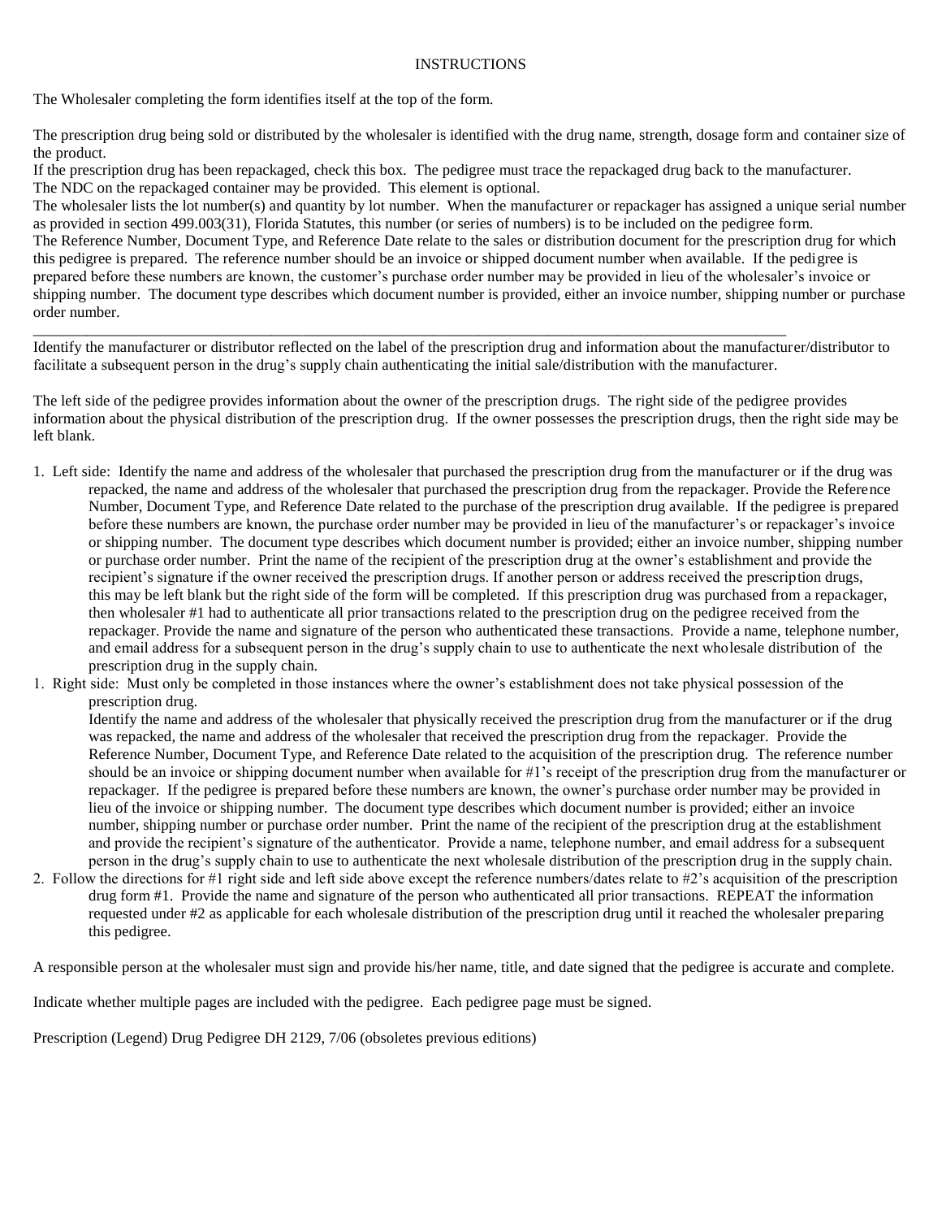# INSTRUCTIONS

The Wholesaler completing the form identifies itself at the top of the form.

The prescription drug being sold or distributed by the wholesaler is identified with the drug name, strength, dosage form and container size of the product.

If the prescription drug has been repackaged, check this box. The pedigree must trace the repackaged drug back to the manufacturer.

The NDC on the repackaged container may be provided. This element is optional.

The wholesaler lists the lot number(s) and quantity by lot number. When the manufacturer or repackager has assigned a unique serial number as provided in section 499.003(31), Florida Statutes, this number (or series of numbers) is to be included on the pedigree form.

The Reference Number, Document Type, and Reference Date relate to the sales or distribution document for the prescription drug for which this pedigree is prepared. The reference number should be an invoice or shipped document number when available. If the pedigree is prepared before these numbers are known, the customer's purchase order number may be provided in lieu of the wholesaler's invoice or shipping number. The document type describes which document number is provided, either an invoice number, shipping number or purchase order number.

---

Identify the manufacturer or distributor reflected on the label of the prescription drug and information about the manufacturer/distributor to facilitate a subsequent person in the drug's supply chain authenticating the initial sale/distribution with the manufacturer.

The left side of the pedigree provides information about the owner of the prescription drugs. The right side of the pedigree provides information about the physical distribution of the prescription drug. If the owner possesses the prescription drugs, then the right side may be left blank.

1. Left side: Identify the name and address of the wholesaler that purchased the prescription drug from the manufacturer or if the drug was repacked, the name and address of the wholesaler that purchased the prescription drug from the repackager. Provide the Reference Number, Document Type, and Reference Date related to the purchase of the prescription drug available. If the pedigree is prepared before these numbers are known, the purchase order number may be provided in lieu of the manufacturer's or repackager's invoice or shipping number. The document type describes which document number is provided; either an invoice number, shipping number or purchase order number. Print the name of the recipient of the prescription drug at the owner's establishment and provide the recipient's signature if the owner received the prescription drugs. If another person or address received the prescription drugs, this may be left blank but the right side of the form will be completed. If this prescription drug was purchased from a repackager, then wholesaler #1 had to authenticate all prior transactions related to the prescription drug on the pedigree received from the repackager. Provide the name and signature of the person who authenticated these transactions. Provide a name, telephone number, and email address for a subsequent person in the drug's supply chain to use to authenticate the next wholesale distribution of the prescription drug in the supply chain.
1. Right side: Must only be completed in those instances where the owner's establishment does not take physical possession of the prescription drug.
   Identify the name and address of the wholesaler that physically received the prescription drug from the manufacturer or if the drug was repacked, the name and address of the wholesaler that received the prescription drug from the repackager. Provide the Reference Number, Document Type, and Reference Date related to the acquisition of the prescription drug. The reference number should be an invoice or shipping document number when available for #1's receipt of the prescription drug from the manufacturer or repackager. If the pedigree is prepared before these numbers are known, the owner's purchase order number may be provided in lieu of the invoice or shipping number. The document type describes which document number is provided; either an invoice number, shipping number or purchase order number. Print the name of the recipient of the prescription drug at the establishment and provide the recipient's signature of the authenticator. Provide a name, telephone number, and email address for a subsequent person in the drug's supply chain to use to authenticate the next wholesale distribution of the prescription drug in the supply chain.
2. Follow the directions for #1 right side and left side above except the reference numbers/dates relate to #2's acquisition of the prescription drug form #1. Provide the name and signature of the person who authenticated all prior transactions. REPEAT the information requested under #2 as applicable for each wholesale distribution of the prescription drug until it reached the wholesaler preparing this pedigree.

A responsible person at the wholesaler must sign and provide his/her name, title, and date signed that the pedigree is accurate and complete.

Indicate whether multiple pages are included with the pedigree. Each pedigree page must be signed.

Prescription (Legend) Drug Pedigree DH 2129, 7/06 (obsoletes previous editions)